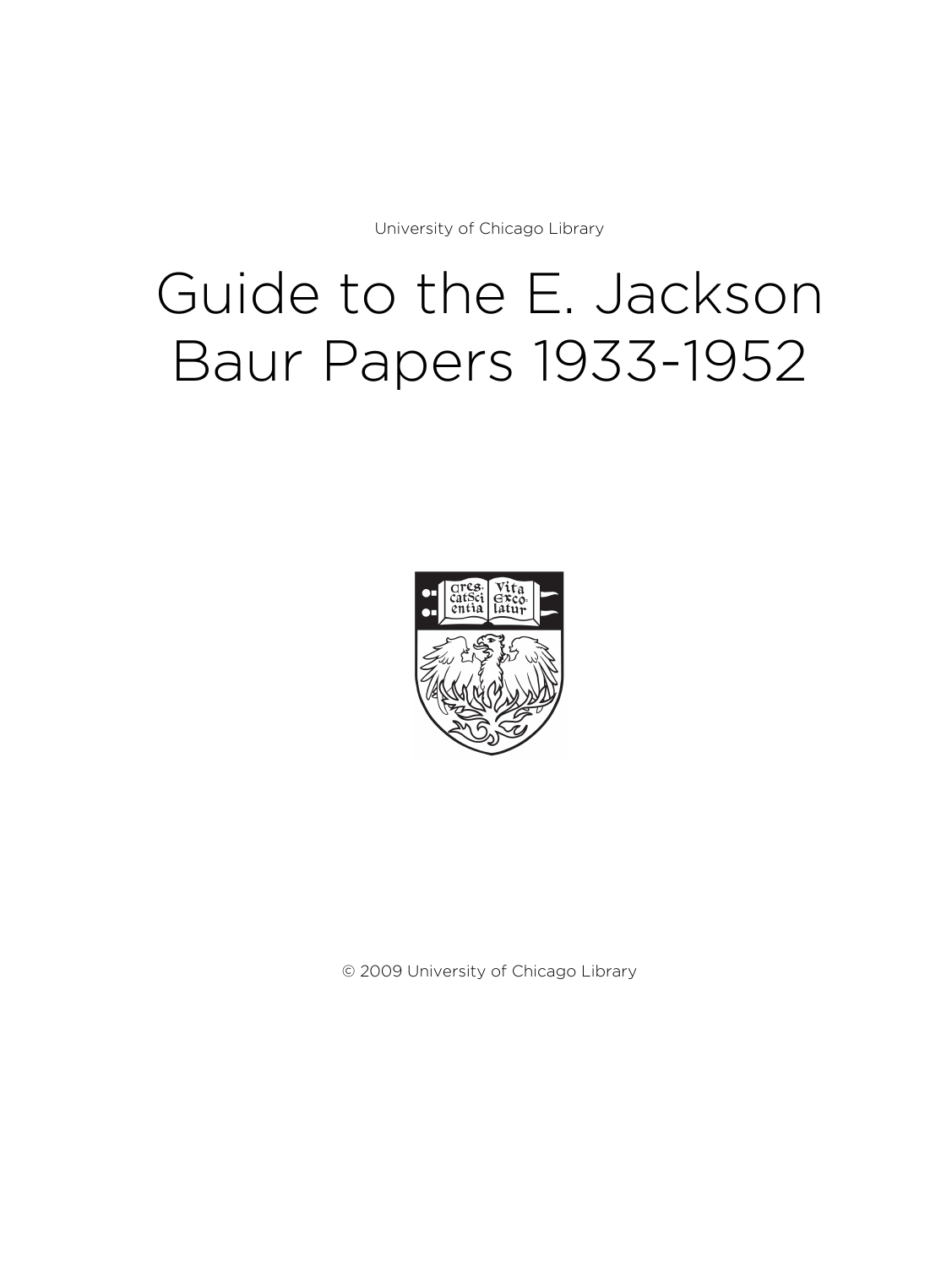University of Chicago Library

# Guide to the E. Jackson Baur Papers 1933-1952

© 2009 University of Chicago Library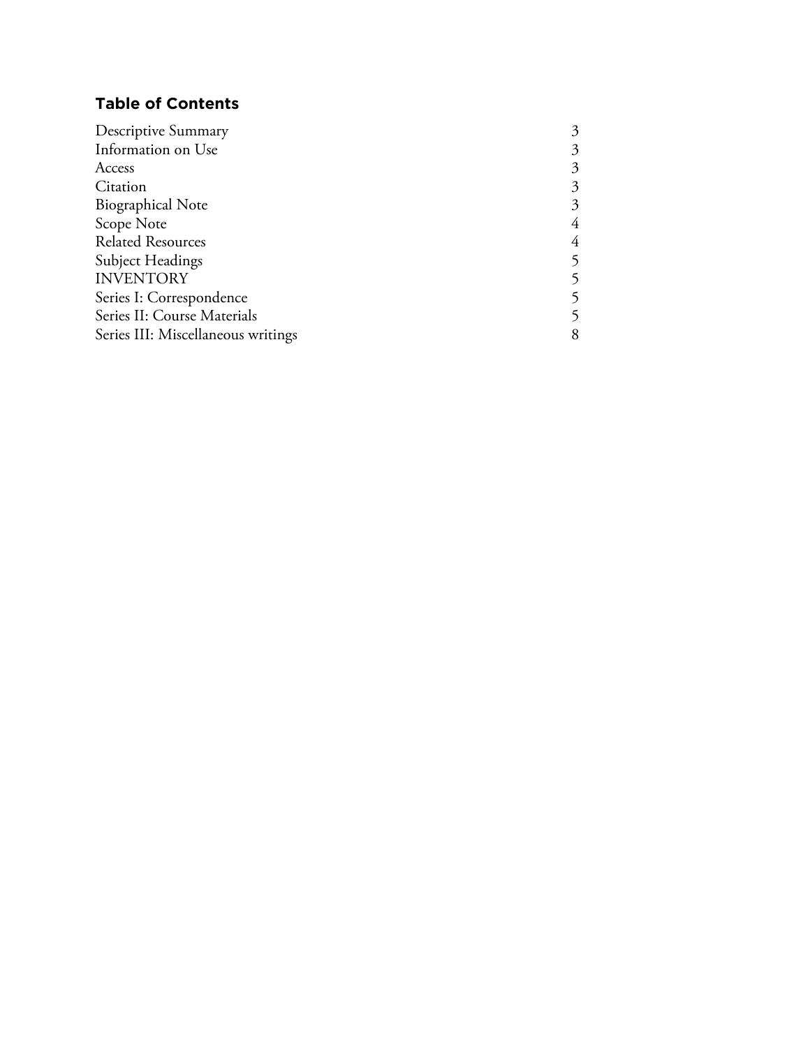## Table of Contents

| | |
|---|---|
| Descriptive Summary | 3 |
| Information on Use | 3 |
| Access | 3 |
| Citation | 3 |
| Biographical Note | 3 |
| Scope Note | 4 |
| Related Resources | 4 |
| Subject Headings | 5 |
| INVENTORY | 5 |
| Series I: Correspondence | 5 |
| Series II: Course Materials | 5 |
| Series III: Miscellaneous writings | 8 |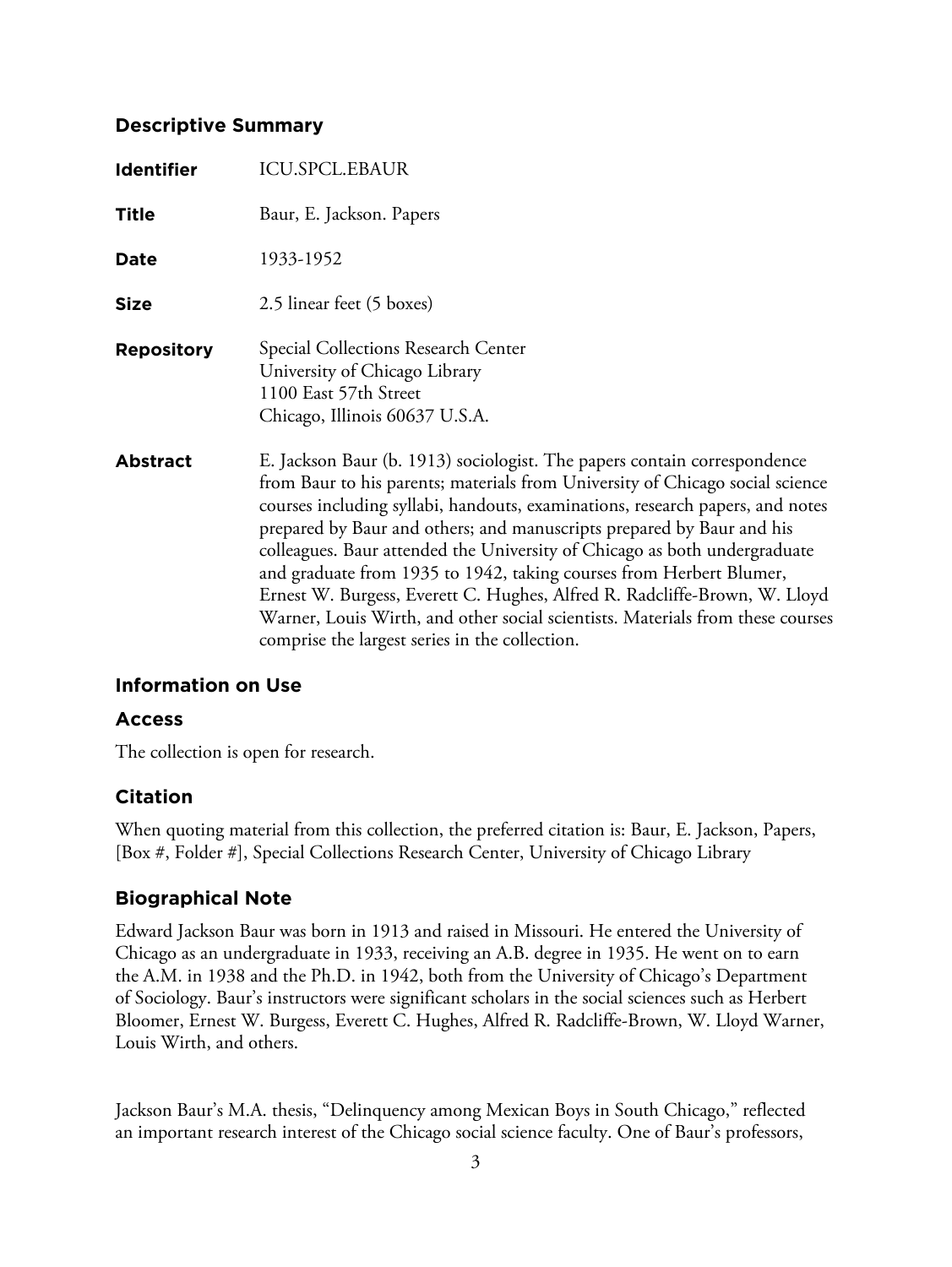## Descriptive Summary

| | |
|---|---|
| **Identifier** | ICU.SPCL.EBAUR |
| **Title** | Baur, E. Jackson. Papers |
| **Date** | 1933-1952 |
| **Size** | 2.5 linear feet (5 boxes) |
| **Repository** | Special Collections Research Center<br>University of Chicago Library<br>1100 East 57th Street<br>Chicago, Illinois 60637 U.S.A. |
| **Abstract** | E. Jackson Baur (b. 1913) sociologist. The papers contain correspondence from Baur to his parents; materials from University of Chicago social science courses including syllabi, handouts, examinations, research papers, and notes prepared by Baur and others; and manuscripts prepared by Baur and his colleagues. Baur attended the University of Chicago as both undergraduate and graduate from 1935 to 1942, taking courses from Herbert Blumer, Ernest W. Burgess, Everett C. Hughes, Alfred R. Radcliffe-Brown, W. Lloyd Warner, Louis Wirth, and other social scientists. Materials from these courses comprise the largest series in the collection. |

## Information on Use

### Access

The collection is open for research.

### Citation

When quoting material from this collection, the preferred citation is: Baur, E. Jackson, Papers, [Box #, Folder #], Special Collections Research Center, University of Chicago Library

## Biographical Note

Edward Jackson Baur was born in 1913 and raised in Missouri. He entered the University of Chicago as an undergraduate in 1933, receiving an A.B. degree in 1935. He went on to earn the A.M. in 1938 and the Ph.D. in 1942, both from the University of Chicago's Department of Sociology. Baur's instructors were significant scholars in the social sciences such as Herbert Bloomer, Ernest W. Burgess, Everett C. Hughes, Alfred R. Radcliffe-Brown, W. Lloyd Warner, Louis Wirth, and others.

Jackson Baur's M.A. thesis, "Delinquency among Mexican Boys in South Chicago," reflected an important research interest of the Chicago social science faculty. One of Baur's professors,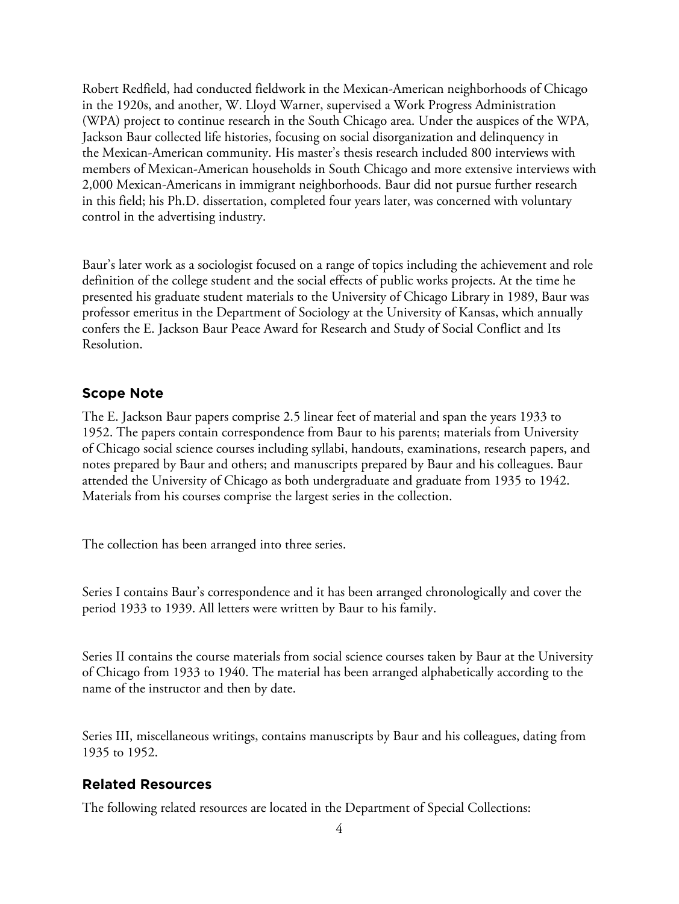Robert Redfield, had conducted fieldwork in the Mexican-American neighborhoods of Chicago in the 1920s, and another, W. Lloyd Warner, supervised a Work Progress Administration (WPA) project to continue research in the South Chicago area. Under the auspices of the WPA, Jackson Baur collected life histories, focusing on social disorganization and delinquency in the Mexican-American community. His master's thesis research included 800 interviews with members of Mexican-American households in South Chicago and more extensive interviews with 2,000 Mexican-Americans in immigrant neighborhoods. Baur did not pursue further research in this field; his Ph.D. dissertation, completed four years later, was concerned with voluntary control in the advertising industry.

Baur's later work as a sociologist focused on a range of topics including the achievement and role definition of the college student and the social effects of public works projects. At the time he presented his graduate student materials to the University of Chicago Library in 1989, Baur was professor emeritus in the Department of Sociology at the University of Kansas, which annually confers the E. Jackson Baur Peace Award for Research and Study of Social Conflict and Its Resolution.

## Scope Note

The E. Jackson Baur papers comprise 2.5 linear feet of material and span the years 1933 to 1952. The papers contain correspondence from Baur to his parents; materials from University of Chicago social science courses including syllabi, handouts, examinations, research papers, and notes prepared by Baur and others; and manuscripts prepared by Baur and his colleagues. Baur attended the University of Chicago as both undergraduate and graduate from 1935 to 1942. Materials from his courses comprise the largest series in the collection.

The collection has been arranged into three series.

Series I contains Baur's correspondence and it has been arranged chronologically and cover the period 1933 to 1939. All letters were written by Baur to his family.

Series II contains the course materials from social science courses taken by Baur at the University of Chicago from 1933 to 1940. The material has been arranged alphabetically according to the name of the instructor and then by date.

Series III, miscellaneous writings, contains manuscripts by Baur and his colleagues, dating from 1935 to 1952.

## Related Resources

The following related resources are located in the Department of Special Collections: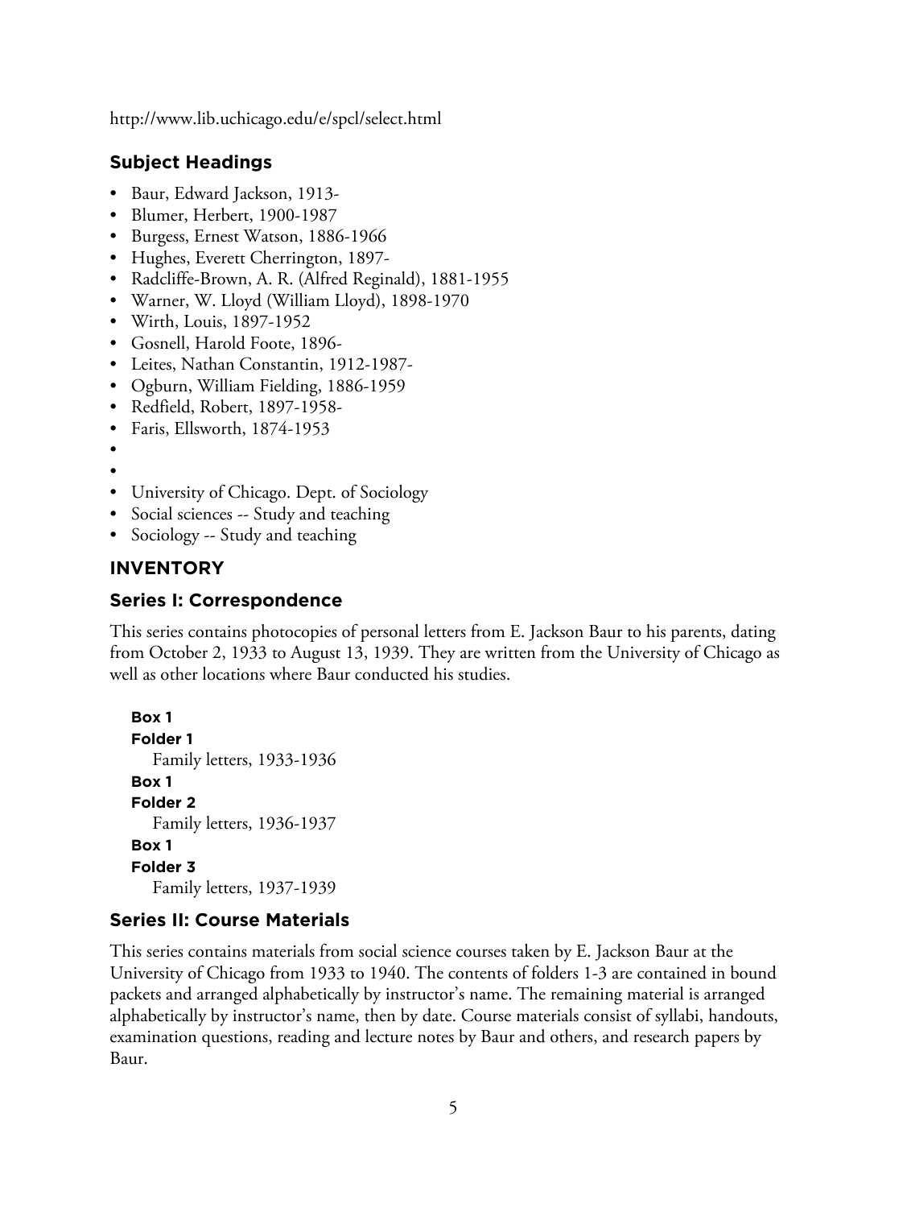http://www.lib.uchicago.edu/e/spcl/select.html

### Subject Headings

- Baur, Edward Jackson, 1913-
- Blumer, Herbert, 1900-1987
- Burgess, Ernest Watson, 1886-1966
- Hughes, Everett Cherrington, 1897-
- Radcliffe-Brown, A. R. (Alfred Reginald), 1881-1955
- Warner, W. Lloyd (William Lloyd), 1898-1970
- Wirth, Louis, 1897-1952
- Gosnell, Harold Foote, 1896-
- Leites, Nathan Constantin, 1912-1987-
- Ogburn, William Fielding, 1886-1959
- Redfield, Robert, 1897-1958-
- Faris, Ellsworth, 1874-1953
- 
- 
- University of Chicago. Dept. of Sociology
- Social sciences -- Study and teaching
- Sociology -- Study and teaching

## INVENTORY

### Series I: Correspondence

This series contains photocopies of personal letters from E. Jackson Baur to his parents, dating from October 2, 1933 to August 13, 1939. They are written from the University of Chicago as well as other locations where Baur conducted his studies.

**Box 1**
**Folder 1**
Family letters, 1933-1936

**Box 1**
**Folder 2**
Family letters, 1936-1937

**Box 1**
**Folder 3**
Family letters, 1937-1939

### Series II: Course Materials

This series contains materials from social science courses taken by E. Jackson Baur at the University of Chicago from 1933 to 1940. The contents of folders 1-3 are contained in bound packets and arranged alphabetically by instructor's name. The remaining material is arranged alphabetically by instructor's name, then by date. Course materials consist of syllabi, handouts, examination questions, reading and lecture notes by Baur and others, and research papers by Baur.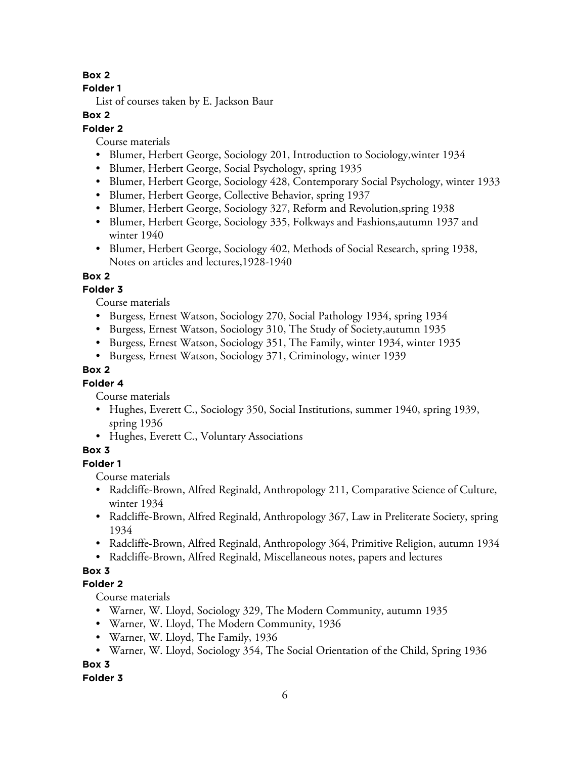**Box 2**

**Folder 1**

List of courses taken by E. Jackson Baur

**Box 2**

**Folder 2**

Course materials

- Blumer, Herbert George, Sociology 201, Introduction to Sociology,winter 1934
- Blumer, Herbert George, Social Psychology, spring 1935
- Blumer, Herbert George, Sociology 428, Contemporary Social Psychology, winter 1933
- Blumer, Herbert George, Collective Behavior, spring 1937
- Blumer, Herbert George, Sociology 327, Reform and Revolution,spring 1938
- Blumer, Herbert George, Sociology 335, Folkways and Fashions,autumn 1937 and winter 1940
- Blumer, Herbert George, Sociology 402, Methods of Social Research, spring 1938, Notes on articles and lectures,1928-1940

**Box 2**

**Folder 3**

Course materials

- Burgess, Ernest Watson, Sociology 270, Social Pathology 1934, spring 1934
- Burgess, Ernest Watson, Sociology 310, The Study of Society,autumn 1935
- Burgess, Ernest Watson, Sociology 351, The Family, winter 1934, winter 1935
- Burgess, Ernest Watson, Sociology 371, Criminology, winter 1939

**Box 2**

**Folder 4**

Course materials

- Hughes, Everett C., Sociology 350, Social Institutions, summer 1940, spring 1939, spring 1936
- Hughes, Everett C., Voluntary Associations

**Box 3**

**Folder 1**

Course materials

- Radcliffe-Brown, Alfred Reginald, Anthropology 211, Comparative Science of Culture, winter 1934
- Radcliffe-Brown, Alfred Reginald, Anthropology 367, Law in Preliterate Society, spring 1934
- Radcliffe-Brown, Alfred Reginald, Anthropology 364, Primitive Religion, autumn 1934
- Radcliffe-Brown, Alfred Reginald, Miscellaneous notes, papers and lectures

**Box 3**

**Folder 2**

Course materials

- Warner, W. Lloyd, Sociology 329, The Modern Community, autumn 1935
- Warner, W. Lloyd, The Modern Community, 1936
- Warner, W. Lloyd, The Family, 1936
- Warner, W. Lloyd, Sociology 354, The Social Orientation of the Child, Spring 1936

**Box 3**

**Folder 3**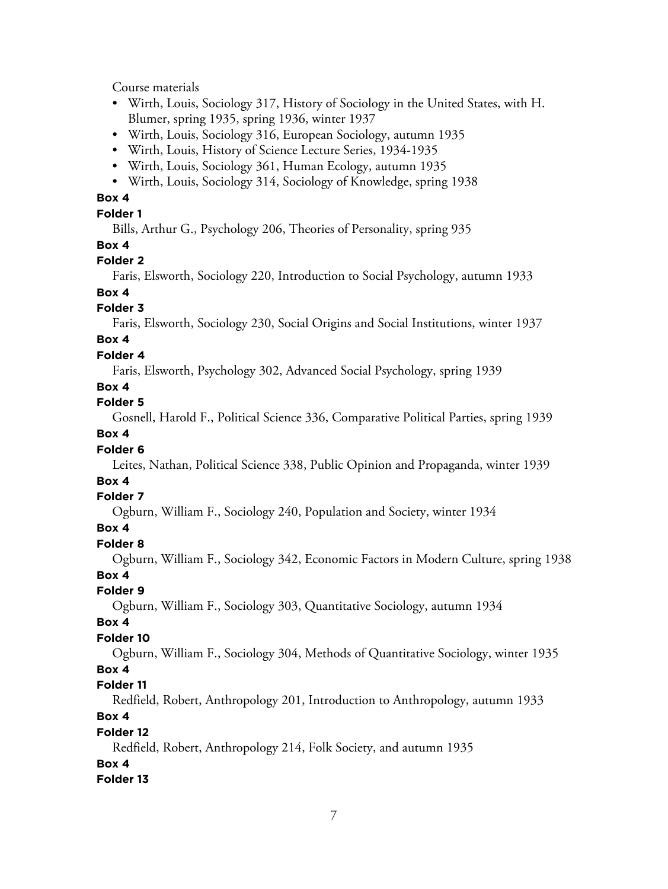Course materials

- Wirth, Louis, Sociology 317, History of Sociology in the United States, with H. Blumer, spring 1935, spring 1936, winter 1937
- Wirth, Louis, Sociology 316, European Sociology, autumn 1935
- Wirth, Louis, History of Science Lecture Series, 1934-1935
- Wirth, Louis, Sociology 361, Human Ecology, autumn 1935
- Wirth, Louis, Sociology 314, Sociology of Knowledge, spring 1938

**Box 4**

**Folder 1**

Bills, Arthur G., Psychology 206, Theories of Personality, spring 935

**Box 4**

**Folder 2**

Faris, Elsworth, Sociology 220, Introduction to Social Psychology, autumn 1933

**Box 4**

**Folder 3**

Faris, Elsworth, Sociology 230, Social Origins and Social Institutions, winter 1937

**Box 4**

**Folder 4**

Faris, Elsworth, Psychology 302, Advanced Social Psychology, spring 1939

**Box 4**

**Folder 5**

Gosnell, Harold F., Political Science 336, Comparative Political Parties, spring 1939

**Box 4**

**Folder 6**

Leites, Nathan, Political Science 338, Public Opinion and Propaganda, winter 1939

**Box 4**

**Folder 7**

Ogburn, William F., Sociology 240, Population and Society, winter 1934

**Box 4**

**Folder 8**

Ogburn, William F., Sociology 342, Economic Factors in Modern Culture, spring 1938

**Box 4**

**Folder 9**

Ogburn, William F., Sociology 303, Quantitative Sociology, autumn 1934

**Box 4**

**Folder 10**

Ogburn, William F., Sociology 304, Methods of Quantitative Sociology, winter 1935

**Box 4**

**Folder 11**

Redfield, Robert, Anthropology 201, Introduction to Anthropology, autumn 1933

**Box 4**

**Folder 12**

Redfield, Robert, Anthropology 214, Folk Society, and autumn 1935

**Box 4**

**Folder 13**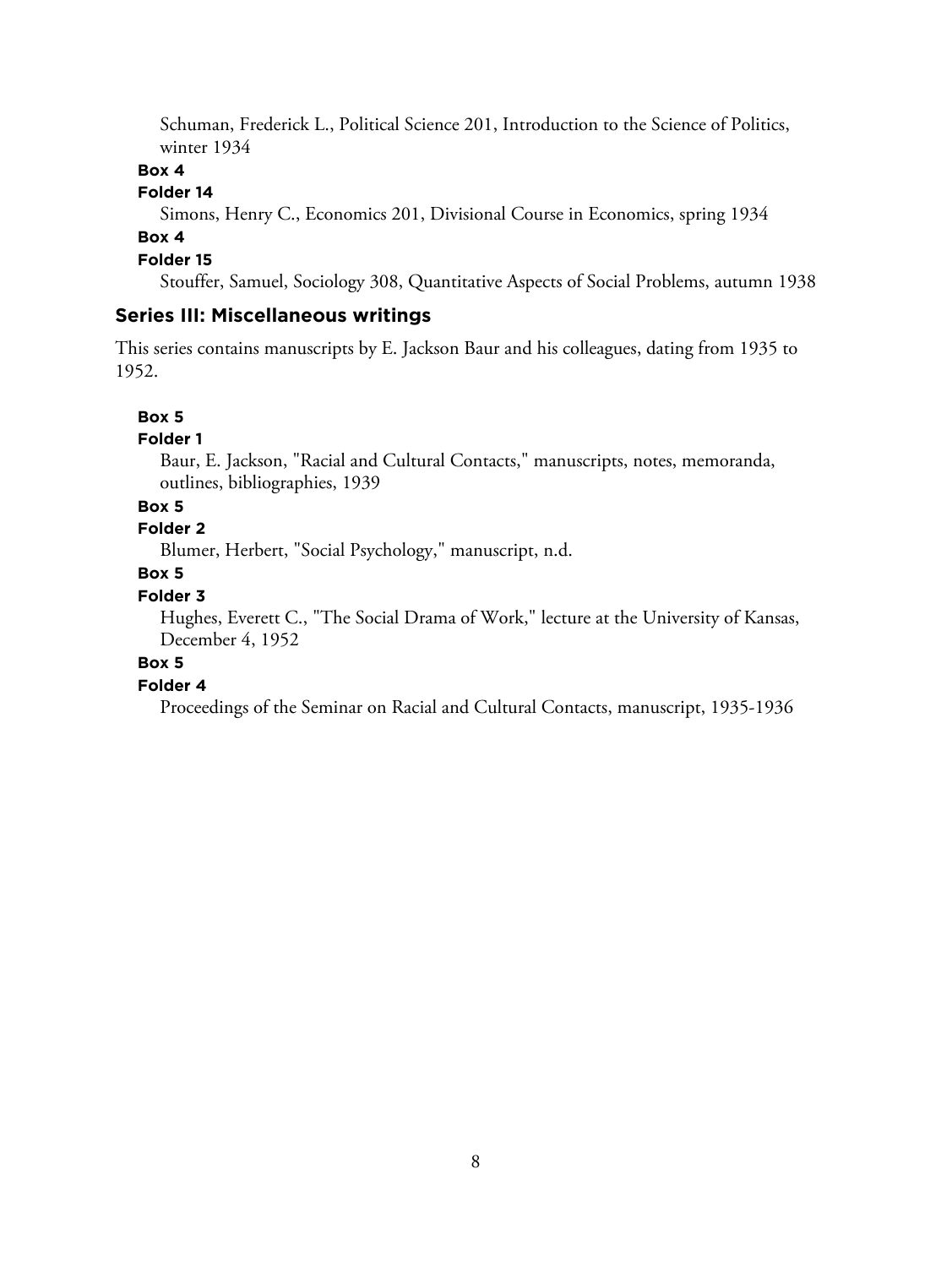Schuman, Frederick L., Political Science 201, Introduction to the Science of Politics, winter 1934

**Box 4**

**Folder 14**

Simons, Henry C., Economics 201, Divisional Course in Economics, spring 1934

**Box 4**

**Folder 15**

Stouffer, Samuel, Sociology 308, Quantitative Aspects of Social Problems, autumn 1938

## Series III: Miscellaneous writings

This series contains manuscripts by E. Jackson Baur and his colleagues, dating from 1935 to 1952.

**Box 5**

**Folder 1**

Baur, E. Jackson, "Racial and Cultural Contacts," manuscripts, notes, memoranda, outlines, bibliographies, 1939

**Box 5**

**Folder 2**

Blumer, Herbert, "Social Psychology," manuscript, n.d.

**Box 5**

**Folder 3**

Hughes, Everett C., "The Social Drama of Work," lecture at the University of Kansas, December 4, 1952

**Box 5**

**Folder 4**

Proceedings of the Seminar on Racial and Cultural Contacts, manuscript, 1935-1936